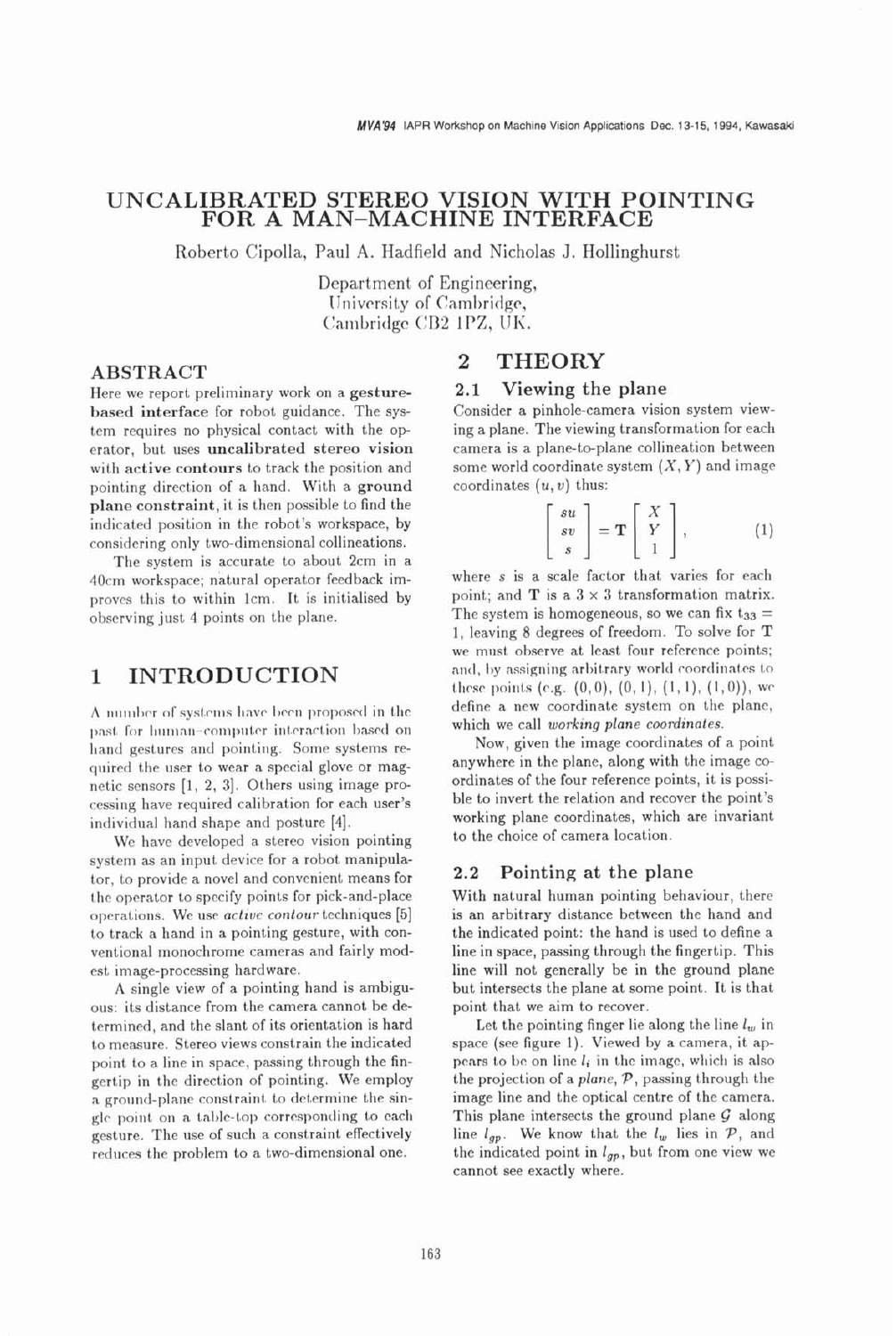# UNCALIBRATED STEREO VISION WITH POINTING FOR A MAN–MACHINE INTERFACE

Roberto Cipolla, Paul A. Hadfield and Nicholas J. Hollinghurst

Department of Engineering,
University of Cambridge,
Cambridge CB2 1PZ, UK.

## ABSTRACT

Here we report preliminary work on a **gesture-based interface** for robot guidance. The system requires no physical contact with the operator, but uses **uncalibrated stereo vision** with **active contours** to track the position and pointing direction of a hand. With a **ground plane constraint**, it is then possible to find the indicated position in the robot's workspace, by considering only two-dimensional collineations.

The system is accurate to about 2cm in a 40cm workspace; natural operator feedback improves this to within 1cm. It is initialised by observing just 4 points on the plane.

## 1 INTRODUCTION

A number of systems have been proposed in the past for human–computer interaction based on hand gestures and pointing. Some systems required the user to wear a special glove or magnetic sensors [1, 2, 3]. Others using image processing have required calibration for each user's individual hand shape and posture [4].

We have developed a stereo vision pointing system as an input device for a robot manipulator, to provide a novel and convenient means for the operator to specify points for pick-and-place operations. We use *active contour* techniques [5] to track a hand in a pointing gesture, with conventional monochrome cameras and fairly modest image-processing hardware.

A single view of a pointing hand is ambiguous: its distance from the camera cannot be determined, and the slant of its orientation is hard to measure. Stereo views constrain the indicated point to a line in space, passing through the fingertip in the direction of pointing. We employ a ground-plane constraint to determine the single point on a table-top corresponding to each gesture. The use of such a constraint effectively reduces the problem to a two-dimensional one.

## 2 THEORY

### 2.1 Viewing the plane

Consider a pinhole-camera vision system viewing a plane. The viewing transformation for each camera is a plane-to-plane collineation between some world coordinate system $(X, Y)$ and image coordinates $(u, v)$ thus:

$$\begin{bmatrix} su \\ sv \\ s \end{bmatrix} = \mathbf{T} \begin{bmatrix} X \\ Y \\ 1 \end{bmatrix}, \qquad (1)$$

where $s$ is a scale factor that varies for each point; and $\mathbf{T}$ is a $3 \times 3$ transformation matrix. The system is homogeneous, so we can fix $t_{33} = 1$, leaving 8 degrees of freedom. To solve for $\mathbf{T}$ we must observe at least four reference points; and, by assigning arbitrary world coordinates to these points (e.g. $(0,0)$, $(0,1)$, $(1,1)$, $(1,0)$), we define a new coordinate system on the plane, which we call *working plane coordinates*.

Now, given the image coordinates of a point anywhere in the plane, along with the image coordinates of the four reference points, it is possible to invert the relation and recover the point's working plane coordinates, which are invariant to the choice of camera location.

### 2.2 Pointing at the plane

With natural human pointing behaviour, there is an arbitrary distance between the hand and the indicated point: the hand is used to define a line in space, passing through the fingertip. This line will not generally be in the ground plane but intersects the plane at some point. It is that point that we aim to recover.

Let the pointing finger lie along the line $l_w$ in space (see figure 1). Viewed by a camera, it appears to be on line $l_i$ in the image, which is also the projection of a *plane*, $\mathcal{P}$, passing through the image line and the optical centre of the camera. This plane intersects the ground plane $\mathcal{G}$ along line $l_{gp}$. We know that the $l_w$ lies in $\mathcal{P}$, and the indicated point in $l_{gp}$, but from one view we cannot see exactly where.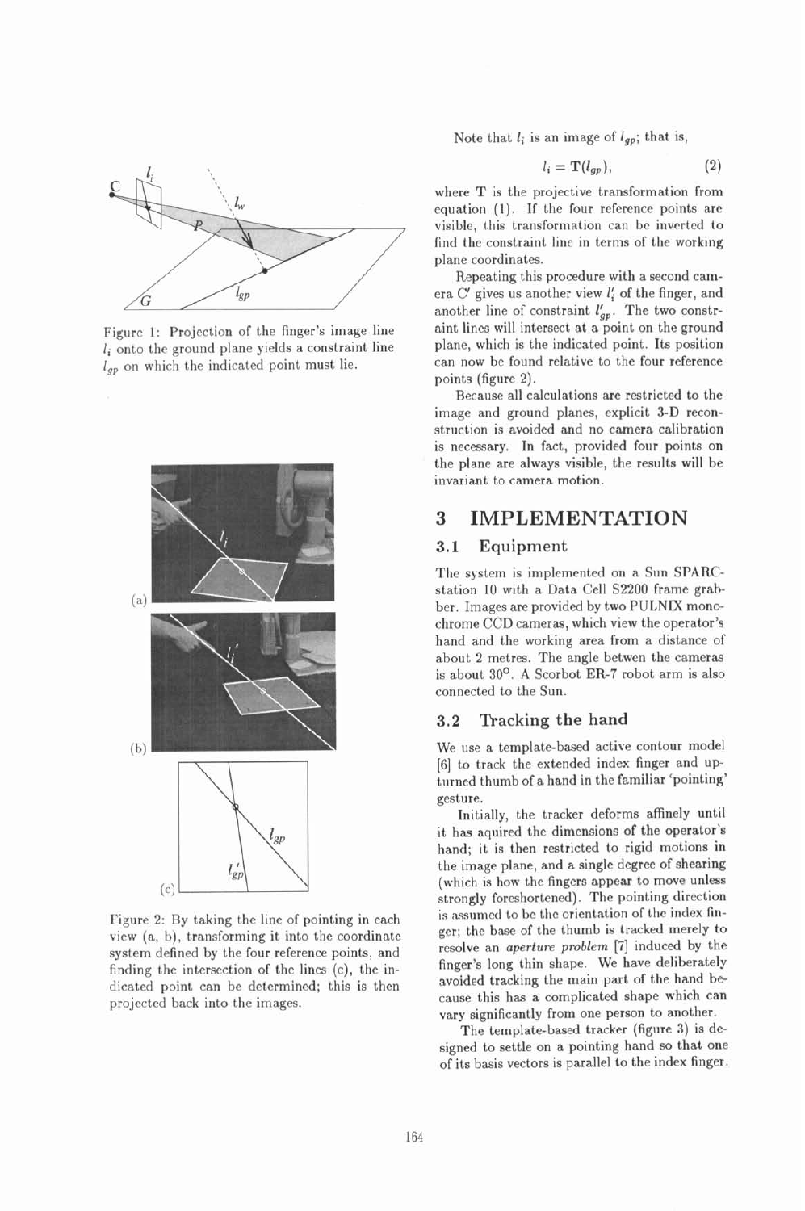Figure 1: Projection of the finger's image line $l_i$ onto the ground plane yields a constraint line $l_{gp}$ on which the indicated point must lie.

Figure 2: By taking the line of pointing in each view (a, b), transforming it into the coordinate system defined by the four reference points, and finding the intersection of the lines (c), the indicated point can be determined; this is then projected back into the images.

Note that $l_i$ is an image of $l_{gp}$; that is,

$$l_i = \mathbf{T}(l_{gp}), \tag{2}$$

where $\mathbf{T}$ is the projective transformation from equation (1). If the four reference points are visible, this transformation can be inverted to find the constraint line in terms of the working plane coordinates.

Repeating this procedure with a second camera C′ gives us another view $l'_i$ of the finger, and another line of constraint $l'_{gp}$. The two constraint lines will intersect at a point on the ground plane, which is the indicated point. Its position can now be found relative to the four reference points (figure 2).

Because all calculations are restricted to the image and ground planes, explicit 3-D reconstruction is avoided and no camera calibration is necessary. In fact, provided four points on the plane are always visible, the results will be invariant to camera motion.

# 3 IMPLEMENTATION

## 3.1 Equipment

The system is implemented on a Sun SPARCstation 10 with a Data Cell S2200 frame grabber. Images are provided by two PULNIX monochrome CCD cameras, which view the operator's hand and the working area from a distance of about 2 metres. The angle betwen the cameras is about 30°. A Scorbot ER-7 robot arm is also connected to the Sun.

## 3.2 Tracking the hand

We use a template-based active contour model [6] to track the extended index finger and upturned thumb of a hand in the familiar 'pointing' gesture.

Initially, the tracker deforms affinely until it has aquired the dimensions of the operator's hand; it is then restricted to rigid motions in the image plane, and a single degree of shearing (which is how the fingers appear to move unless strongly foreshortened). The pointing direction is assumed to be the orientation of the index finger; the base of the thumb is tracked merely to resolve an *aperture problem* [7] induced by the finger's long thin shape. We have deliberately avoided tracking the main part of the hand because this has a complicated shape which can vary significantly from one person to another.

The template-based tracker (figure 3) is designed to settle on a pointing hand so that one of its basis vectors is parallel to the index finger.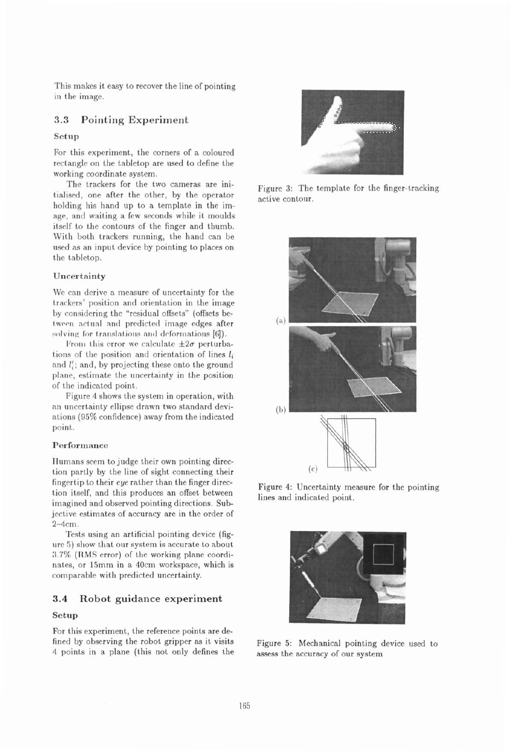This makes it easy to recover the line of pointing in the image.

## 3.3 Pointing Experiment

### Setup

For this experiment, the corners of a coloured rectangle on the tabletop are used to define the working coordinate system.

The trackers for the two cameras are initialised, one after the other, by the operator holding his hand up to a template in the image, and waiting a few seconds while it moulds itself to the contours of the finger and thumb. With both trackers running, the hand can be used as an input device by pointing to places on the tabletop.

### Uncertainty

We can derive a measure of uncertainty for the trackers' position and orientation in the image by considering the "residual offsets" (offsets between actual and predicted image edges after solving for translations and deformations [6]).

From this error we calculate $\pm 2\sigma$ perturbations of the position and orientation of lines $l_i$ and $l_i'$; and, by projecting these onto the ground plane, estimate the uncertainty in the position of the indicated point.

Figure 4 shows the system in operation, with an uncertainty ellipse drawn two standard deviations (95% confidence) away from the indicated point.

### Performance

Humans seem to judge their own pointing direction partly by the line of sight connecting their fingertip to their *eye* rather than the finger direction itself, and this produces an offset between imagined and observed pointing directions. Subjective estimates of accuracy are in the order of 2–4cm.

Tests using an artificial pointing device (figure 5) show that our system is accurate to about 3.7% (RMS error) of the working plane coordinates, or 15mm in a 40cm workspace, which is comparable with predicted uncertainty.

## 3.4 Robot guidance experiment

### Setup

For this experiment, the reference points are defined by observing the robot gripper as it visits 4 points in a plane (this not only defines the

Figure 3: The template for the finger-tracking active contour.

(a)

(b)

(c)

Figure 4: Uncertainty measure for the pointing lines and indicated point.

Figure 5: Mechanical pointing device used to assess the accuracy of our system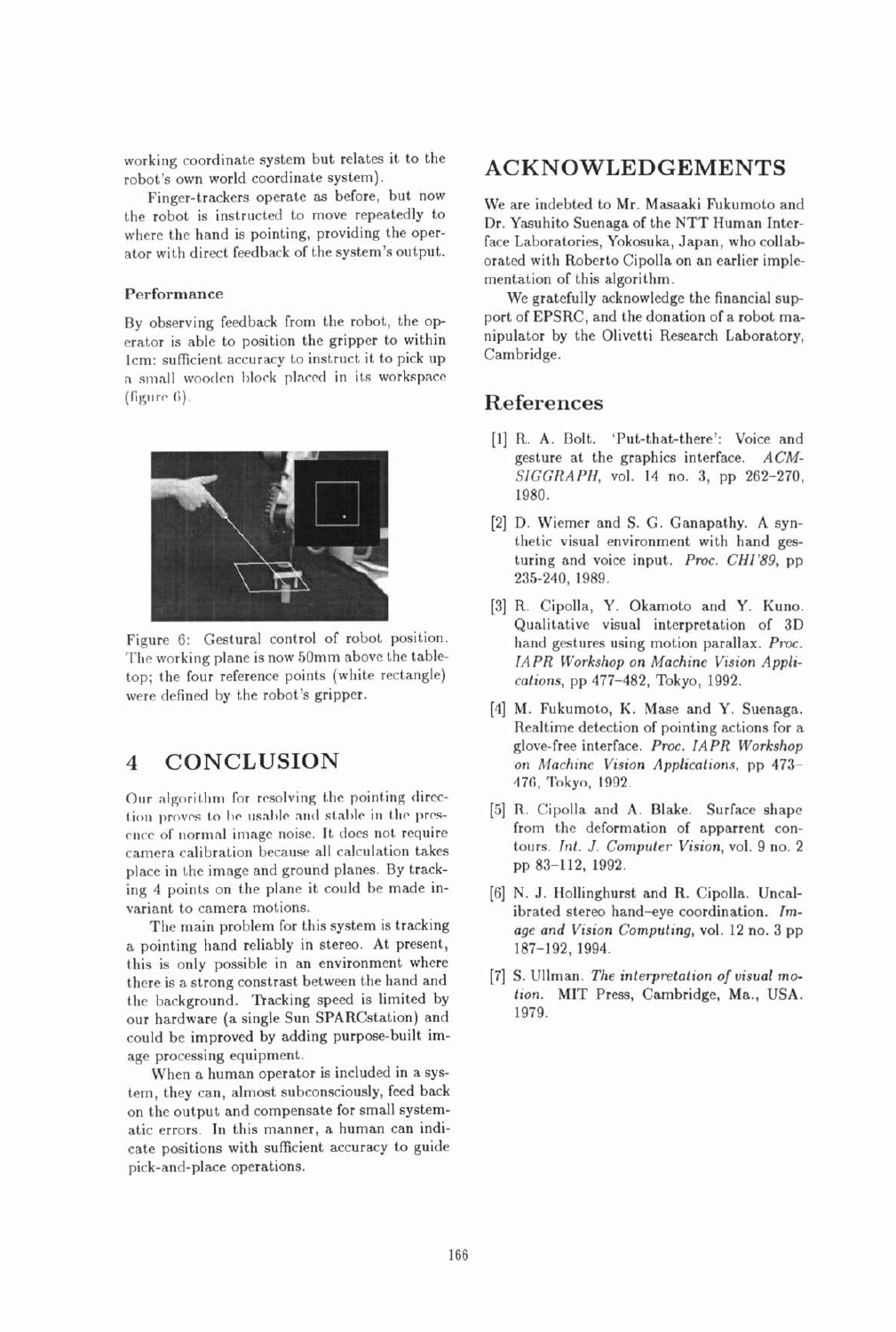working coordinate system but relates it to the robot's own world coordinate system).

Finger-trackers operate as before, but now the robot is instructed to move repeatedly to where the hand is pointing, providing the operator with direct feedback of the system's output.

### Performance

By observing feedback from the robot, the operator is able to position the gripper to within 1cm: sufficient accuracy to instruct it to pick up a small wooden block placed in its workspace (figure 6).

Figure 6: Gestural control of robot position. The working plane is now 50mm above the tabletop; the four reference points (white rectangle) were defined by the robot's gripper.

## 4 CONCLUSION

Our algorithm for resolving the pointing direction proves to be usable and stable in the presence of normal image noise. It does not require camera calibration because all calculation takes place in the image and ground planes. By tracking 4 points on the plane it could be made invariant to camera motions.

The main problem for this system is tracking a pointing hand reliably in stereo. At present, this is only possible in an environment where there is a strong constrast between the hand and the background. Tracking speed is limited by our hardware (a single Sun SPARCstation) and could be improved by adding purpose-built image processing equipment.

When a human operator is included in a system, they can, almost subconsciously, feed back on the output and compensate for small systematic errors. In this manner, a human can indicate positions with sufficient accuracy to guide pick-and-place operations.

## ACKNOWLEDGEMENTS

We are indebted to Mr. Masaaki Fukumoto and Dr. Yasuhito Suenaga of the NTT Human Interface Laboratories, Yokosuka, Japan, who collaborated with Roberto Cipolla on an earlier implementation of this algorithm.

We gratefully acknowledge the financial support of EPSRC, and the donation of a robot manipulator by the Olivetti Research Laboratory, Cambridge.

## References

[1] R. A. Bolt. 'Put-that-there': Voice and gesture at the graphics interface. *ACM-SIGGRAPH*, vol. 14 no. 3, pp 262-270, 1980.

[2] D. Wiemer and S. G. Ganapathy. A synthetic visual environment with hand gesturing and voice input. *Proc. CHI'89*, pp 235-240, 1989.

[3] R. Cipolla, Y. Okamoto and Y. Kuno. Qualitative visual interpretation of 3D hand gestures using motion parallax. *Proc. IAPR Workshop on Machine Vision Applications*, pp 477–482, Tokyo, 1992.

[4] M. Fukumoto, K. Mase and Y. Suenaga. Realtime detection of pointing actions for a glove-free interface. *Proc. IAPR Workshop on Machine Vision Applications*, pp 473–476, Tokyo, 1992.

[5] R. Cipolla and A. Blake. Surface shape from the deformation of apparent contours. *Int. J. Computer Vision*, vol. 9 no. 2 pp 83–112, 1992.

[6] N. J. Hollinghurst and R. Cipolla. Uncalibrated stereo hand–eye coordination. *Image and Vision Computing*, vol. 12 no. 3 pp 187–192, 1994.

[7] S. Ullman. *The interpretation of visual motion.* MIT Press, Cambridge, Ma., USA. 1979.